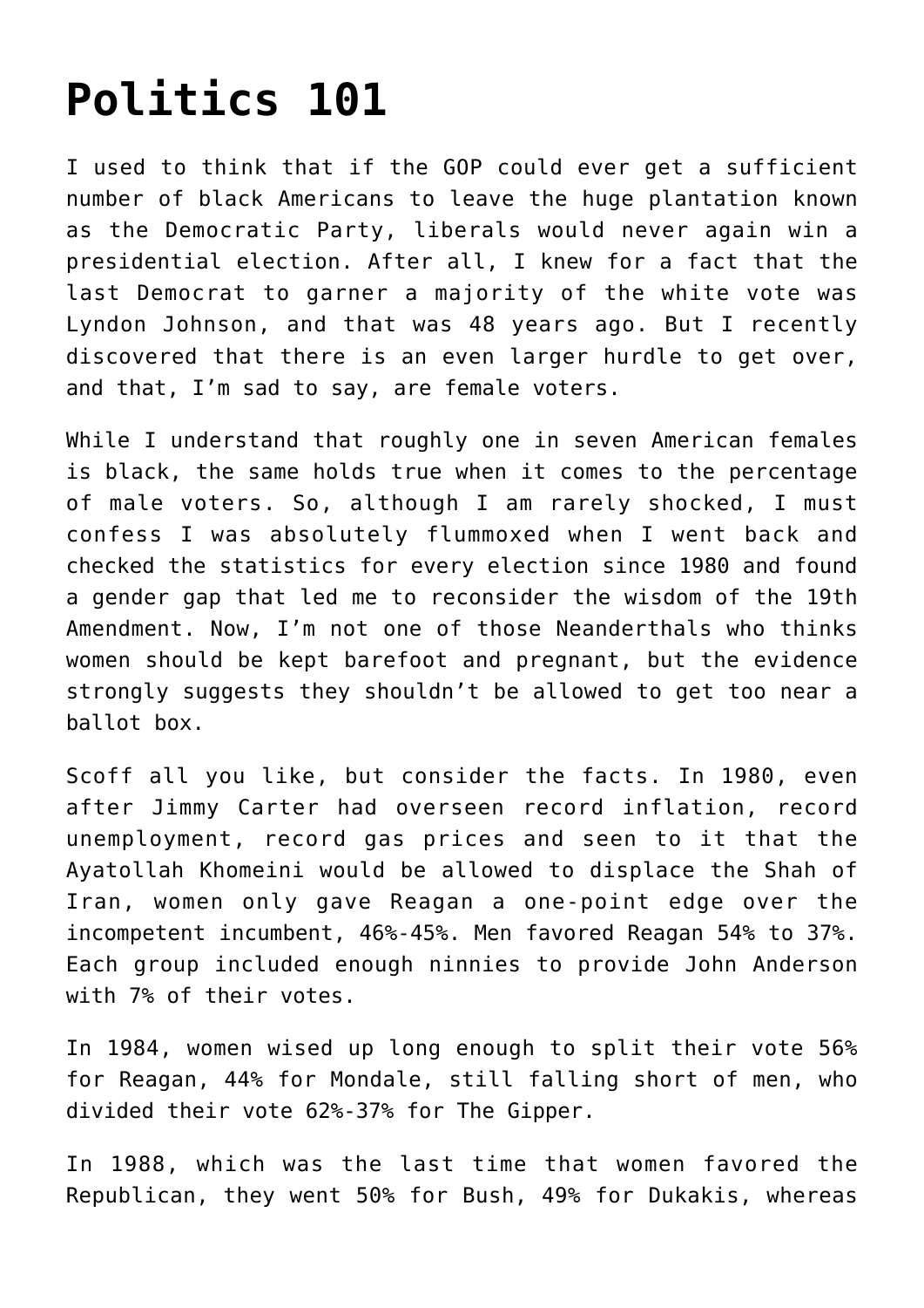# Politics 101

I used to think that if the GOP could ever get a sufficient number of black Americans to leave the huge plantation known as the Democratic Party, liberals would never again win a presidential election. After all, I knew for a fact that the last Democrat to garner a majority of the white vote was Lyndon Johnson, and that was 48 years ago. But I recently discovered that there is an even larger hurdle to get over, and that, I'm sad to say, are female voters.

While I understand that roughly one in seven American females is black, the same holds true when it comes to the percentage of male voters. So, although I am rarely shocked, I must confess I was absolutely flummoxed when I went back and checked the statistics for every election since 1980 and found a gender gap that led me to reconsider the wisdom of the 19th Amendment. Now, I'm not one of those Neanderthals who thinks women should be kept barefoot and pregnant, but the evidence strongly suggests they shouldn't be allowed to get too near a ballot box.

Scoff all you like, but consider the facts. In 1980, even after Jimmy Carter had overseen record inflation, record unemployment, record gas prices and seen to it that the Ayatollah Khomeini would be allowed to displace the Shah of Iran, women only gave Reagan a one-point edge over the incompetent incumbent, 46%-45%. Men favored Reagan 54% to 37%. Each group included enough ninnies to provide John Anderson with 7% of their votes.

In 1984, women wised up long enough to split their vote 56% for Reagan, 44% for Mondale, still falling short of men, who divided their vote 62%-37% for The Gipper.

In 1988, which was the last time that women favored the Republican, they went 50% for Bush, 49% for Dukakis, whereas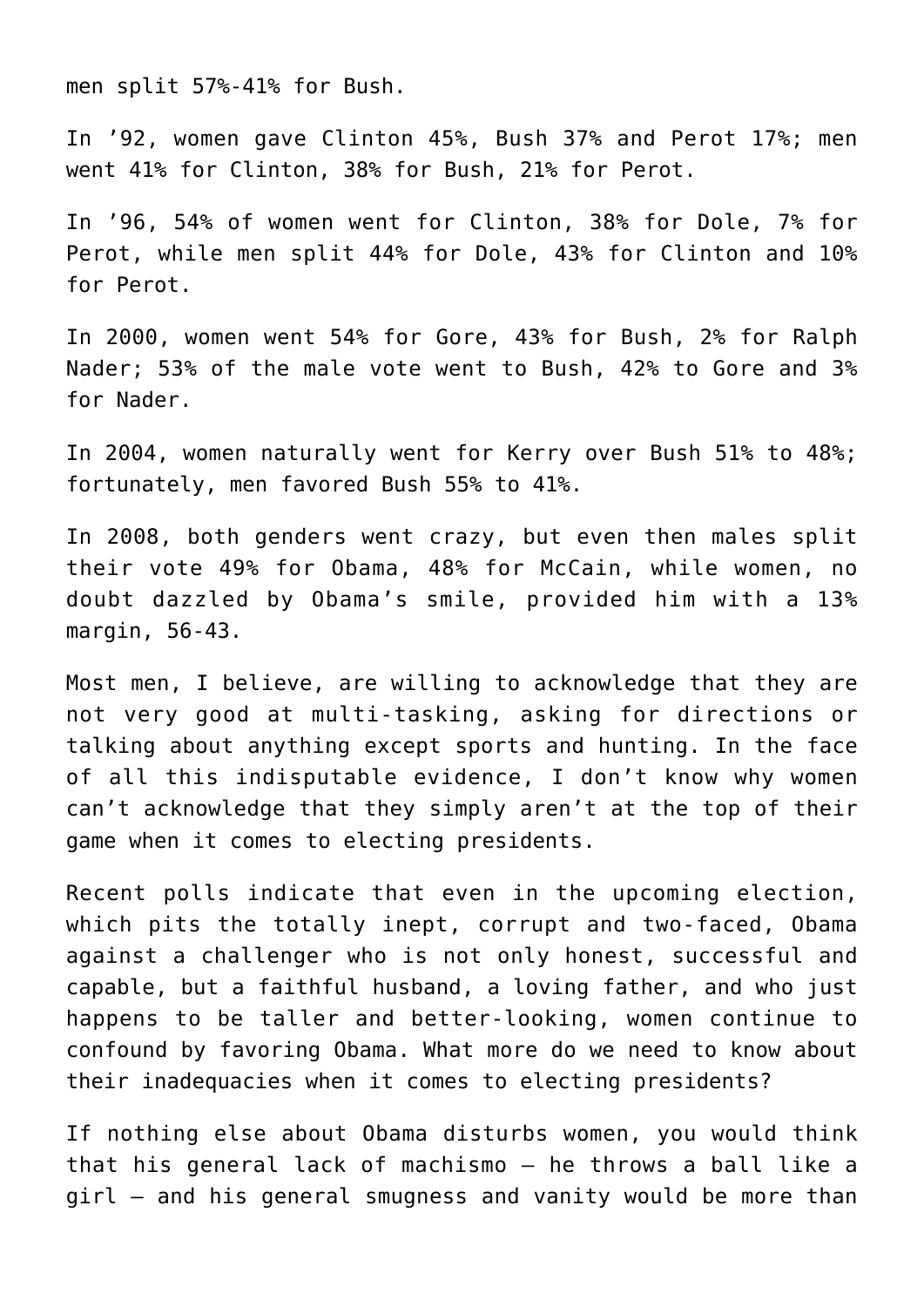men split 57%-41% for Bush.

In ’92, women gave Clinton 45%, Bush 37% and Perot 17%; men went 41% for Clinton, 38% for Bush, 21% for Perot.

In ’96, 54% of women went for Clinton, 38% for Dole, 7% for Perot, while men split 44% for Dole, 43% for Clinton and 10% for Perot.

In 2000, women went 54% for Gore, 43% for Bush, 2% for Ralph Nader; 53% of the male vote went to Bush, 42% to Gore and 3% for Nader.

In 2004, women naturally went for Kerry over Bush 51% to 48%; fortunately, men favored Bush 55% to 41%.

In 2008, both genders went crazy, but even then males split their vote 49% for Obama, 48% for McCain, while women, no doubt dazzled by Obama’s smile, provided him with a 13% margin, 56-43.

Most men, I believe, are willing to acknowledge that they are not very good at multi-tasking, asking for directions or talking about anything except sports and hunting. In the face of all this indisputable evidence, I don’t know why women can’t acknowledge that they simply aren’t at the top of their game when it comes to electing presidents.

Recent polls indicate that even in the upcoming election, which pits the totally inept, corrupt and two-faced, Obama against a challenger who is not only honest, successful and capable, but a faithful husband, a loving father, and who just happens to be taller and better-looking, women continue to confound by favoring Obama. What more do we need to know about their inadequacies when it comes to electing presidents?

If nothing else about Obama disturbs women, you would think that his general lack of machismo – he throws a ball like a girl – and his general smugness and vanity would be more than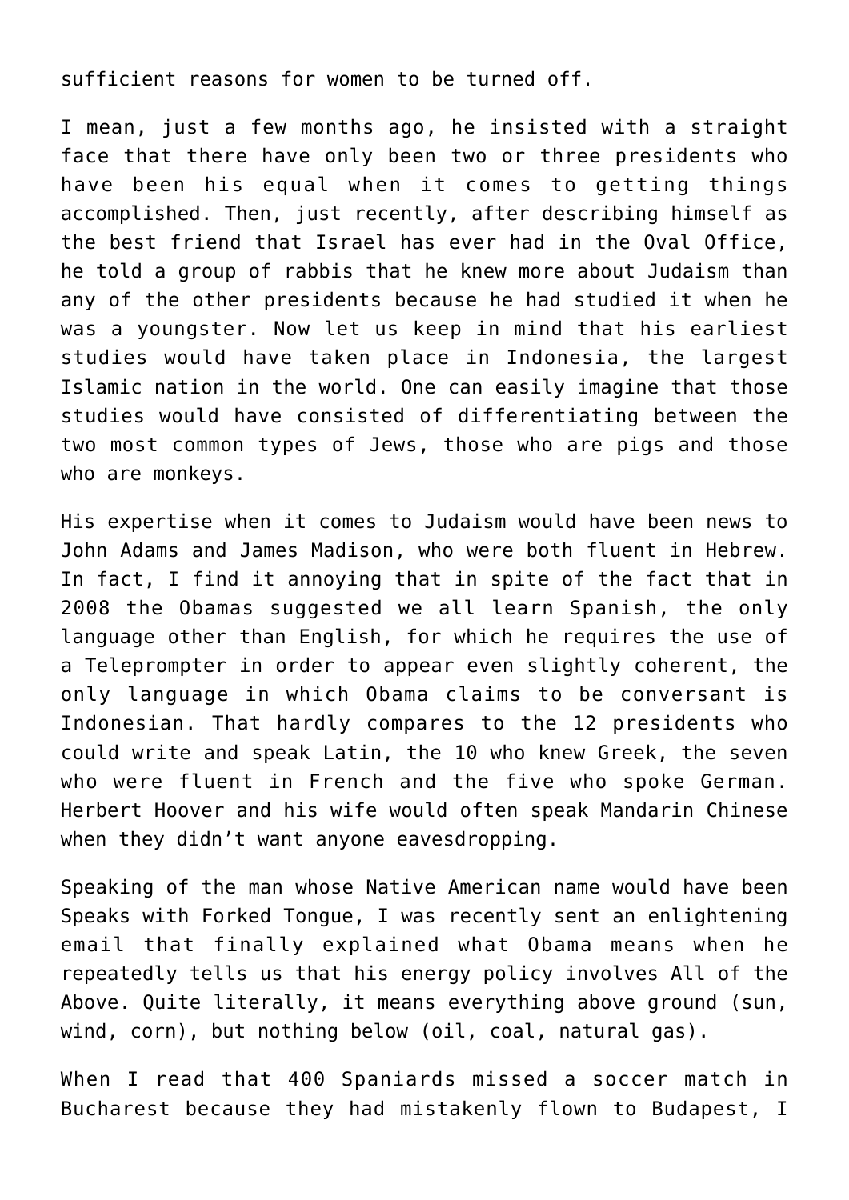sufficient reasons for women to be turned off.

I mean, just a few months ago, he insisted with a straight face that there have only been two or three presidents who have been his equal when it comes to getting things accomplished. Then, just recently, after describing himself as the best friend that Israel has ever had in the Oval Office, he told a group of rabbis that he knew more about Judaism than any of the other presidents because he had studied it when he was a youngster. Now let us keep in mind that his earliest studies would have taken place in Indonesia, the largest Islamic nation in the world. One can easily imagine that those studies would have consisted of differentiating between the two most common types of Jews, those who are pigs and those who are monkeys.

His expertise when it comes to Judaism would have been news to John Adams and James Madison, who were both fluent in Hebrew. In fact, I find it annoying that in spite of the fact that in 2008 the Obamas suggested we all learn Spanish, the only language other than English, for which he requires the use of a Teleprompter in order to appear even slightly coherent, the only language in which Obama claims to be conversant is Indonesian. That hardly compares to the 12 presidents who could write and speak Latin, the 10 who knew Greek, the seven who were fluent in French and the five who spoke German. Herbert Hoover and his wife would often speak Mandarin Chinese when they didn't want anyone eavesdropping.

Speaking of the man whose Native American name would have been Speaks with Forked Tongue, I was recently sent an enlightening email that finally explained what Obama means when he repeatedly tells us that his energy policy involves All of the Above. Quite literally, it means everything above ground (sun, wind, corn), but nothing below (oil, coal, natural gas).

When I read that 400 Spaniards missed a soccer match in Bucharest because they had mistakenly flown to Budapest, I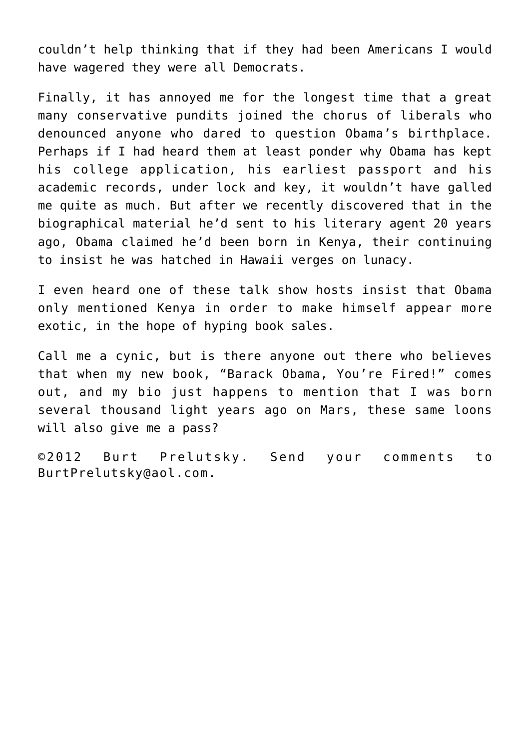couldn't help thinking that if they had been Americans I would have wagered they were all Democrats.

Finally, it has annoyed me for the longest time that a great many conservative pundits joined the chorus of liberals who denounced anyone who dared to question Obama's birthplace. Perhaps if I had heard them at least ponder why Obama has kept his college application, his earliest passport and his academic records, under lock and key, it wouldn't have galled me quite as much. But after we recently discovered that in the biographical material he'd sent to his literary agent 20 years ago, Obama claimed he'd been born in Kenya, their continuing to insist he was hatched in Hawaii verges on lunacy.

I even heard one of these talk show hosts insist that Obama only mentioned Kenya in order to make himself appear more exotic, in the hope of hyping book sales.

Call me a cynic, but is there anyone out there who believes that when my new book, "Barack Obama, You're Fired!" comes out, and my bio just happens to mention that I was born several thousand light years ago on Mars, these same loons will also give me a pass?

©2012 Burt Prelutsky. Send your comments to BurtPrelutsky@aol.com.